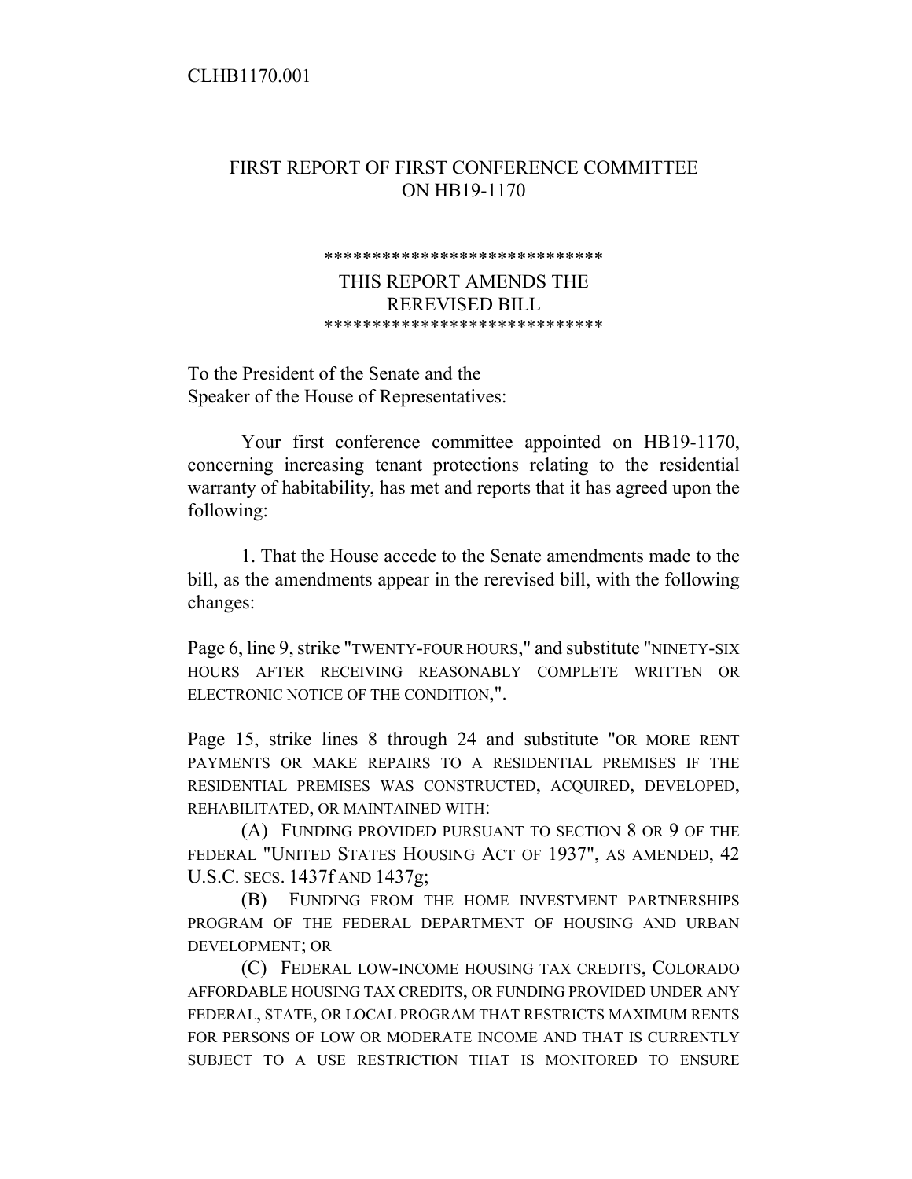CLHB1170.001

## FIRST REPORT OF FIRST CONFERENCE COMMITTEE ON HB19-1170

*****************************
THIS REPORT AMENDS THE
REREVISED BILL
*****************************

To the President of the Senate and the
Speaker of the House of Representatives:

Your first conference committee appointed on HB19-1170, concerning increasing tenant protections relating to the residential warranty of habitability, has met and reports that it has agreed upon the following:

1. That the House accede to the Senate amendments made to the bill, as the amendments appear in the rerevised bill, with the following changes:

Page 6, line 9, strike "TWENTY-FOUR HOURS," and substitute "NINETY-SIX HOURS AFTER RECEIVING REASONABLY COMPLETE WRITTEN OR ELECTRONIC NOTICE OF THE CONDITION,".

Page 15, strike lines 8 through 24 and substitute "OR MORE RENT PAYMENTS OR MAKE REPAIRS TO A RESIDENTIAL PREMISES IF THE RESIDENTIAL PREMISES WAS CONSTRUCTED, ACQUIRED, DEVELOPED, REHABILITATED, OR MAINTAINED WITH:

(A) FUNDING PROVIDED PURSUANT TO SECTION 8 OR 9 OF THE FEDERAL "UNITED STATES HOUSING ACT OF 1937", AS AMENDED, 42 U.S.C. SECS. 1437f AND 1437g;

(B) FUNDING FROM THE HOME INVESTMENT PARTNERSHIPS PROGRAM OF THE FEDERAL DEPARTMENT OF HOUSING AND URBAN DEVELOPMENT; OR

(C) FEDERAL LOW-INCOME HOUSING TAX CREDITS, COLORADO AFFORDABLE HOUSING TAX CREDITS, OR FUNDING PROVIDED UNDER ANY FEDERAL, STATE, OR LOCAL PROGRAM THAT RESTRICTS MAXIMUM RENTS FOR PERSONS OF LOW OR MODERATE INCOME AND THAT IS CURRENTLY SUBJECT TO A USE RESTRICTION THAT IS MONITORED TO ENSURE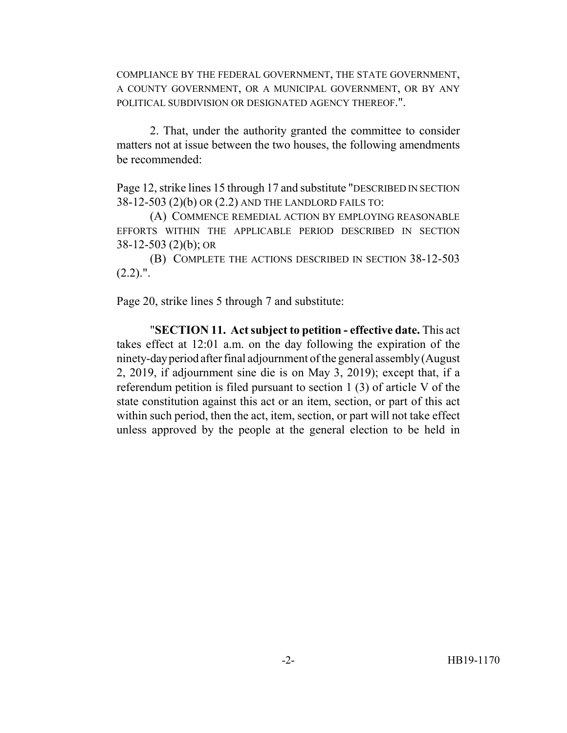COMPLIANCE BY THE FEDERAL GOVERNMENT, THE STATE GOVERNMENT, A COUNTY GOVERNMENT, OR A MUNICIPAL GOVERNMENT, OR BY ANY POLITICAL SUBDIVISION OR DESIGNATED AGENCY THEREOF.".

2. That, under the authority granted the committee to consider matters not at issue between the two houses, the following amendments be recommended:

Page 12, strike lines 15 through 17 and substitute "DESCRIBED IN SECTION 38-12-503 (2)(b) OR (2.2) AND THE LANDLORD FAILS TO:

(A) COMMENCE REMEDIAL ACTION BY EMPLOYING REASONABLE EFFORTS WITHIN THE APPLICABLE PERIOD DESCRIBED IN SECTION 38-12-503 (2)(b); OR

(B) COMPLETE THE ACTIONS DESCRIBED IN SECTION 38-12-503 (2.2).".

Page 20, strike lines 5 through 7 and substitute:

"**SECTION 11. Act subject to petition - effective date.** This act takes effect at 12:01 a.m. on the day following the expiration of the ninety-day period after final adjournment of the general assembly (August 2, 2019, if adjournment sine die is on May 3, 2019); except that, if a referendum petition is filed pursuant to section 1 (3) of article V of the state constitution against this act or an item, section, or part of this act within such period, then the act, item, section, or part will not take effect unless approved by the people at the general election to be held in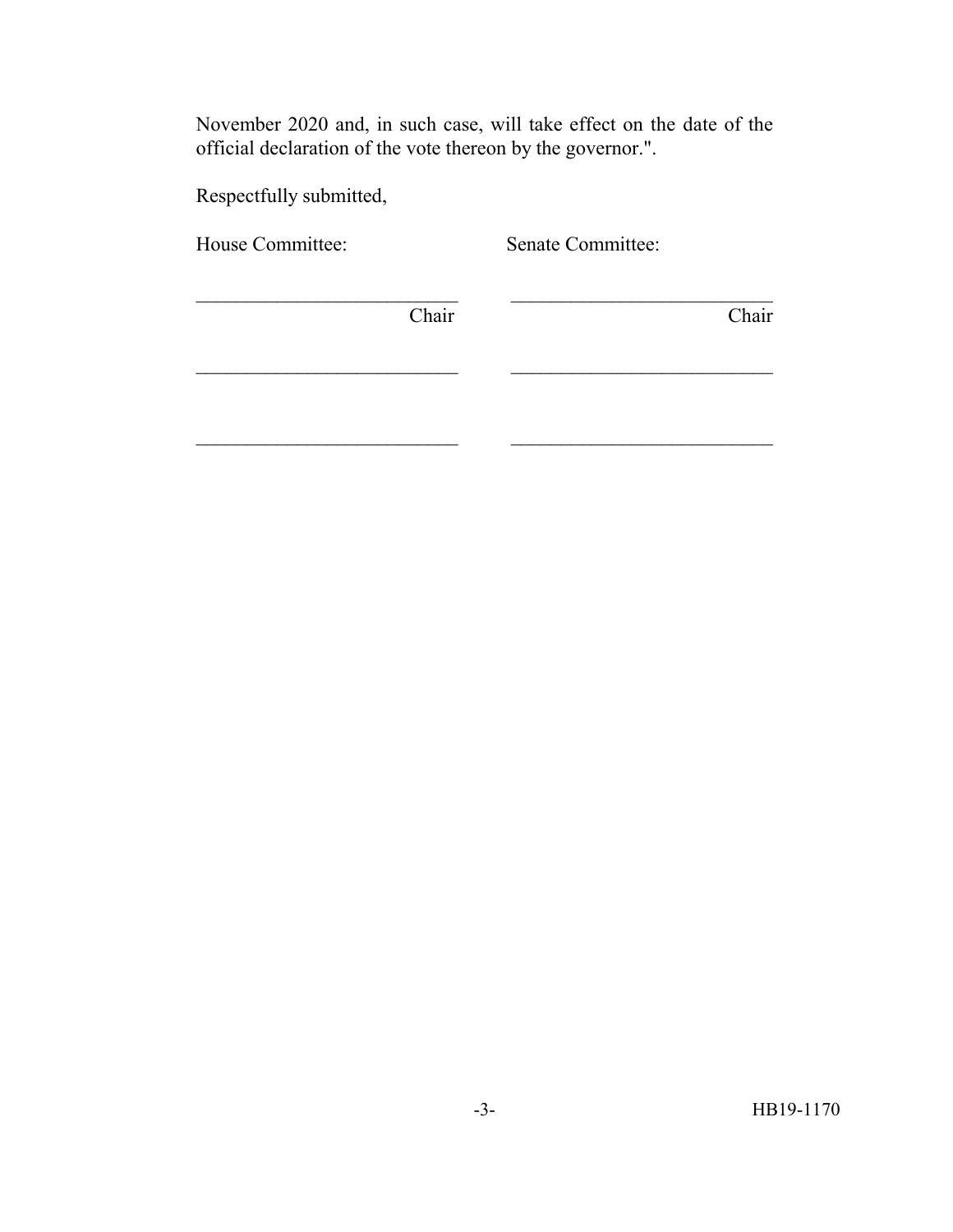November 2020 and, in such case, will take effect on the date of the official declaration of the vote thereon by the governor.".

Respectfully submitted,

| House Committee: | Senate Committee: |
|---|---|
| ____________________________ Chair | ____________________________ Chair |
| ____________________________ | ____________________________ |
| ____________________________ | ____________________________ |